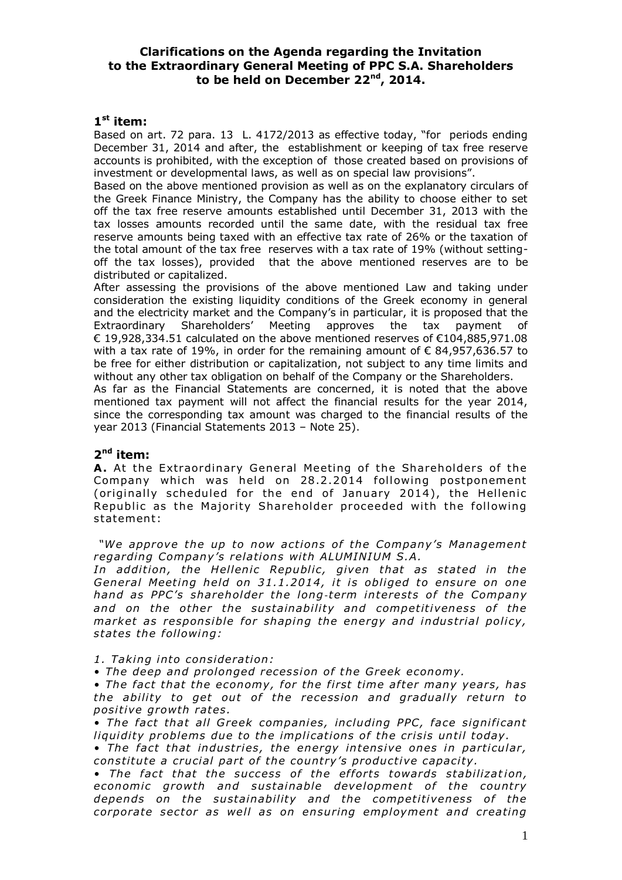# Clarifications on the Agenda regarding the Invitation to the Extraordinary General Meeting of PPC S.A. Shareholders to be held on December 22nd, 2014.

## 1st item:

Based on art. 72 para. 13 L. 4172/2013 as effective today, "for periods ending December 31, 2014 and after, the establishment or keeping of tax free reserve accounts is prohibited, with the exception of those created based on provisions of investment or developmental laws, as well as on special law provisions".

Based on the above mentioned provision as well as on the explanatory circulars of the Greek Finance Ministry, the Company has the ability to choose either to set off the tax free reserve amounts established until December 31, 2013 with the tax losses amounts recorded until the same date, with the residual tax free reserve amounts being taxed with an effective tax rate of 26% or the taxation of the total amount of the tax free reserves with a tax rate of 19% (without setting-off the tax losses), provided that the above mentioned reserves are to be distributed or capitalized.

After assessing the provisions of the above mentioned Law and taking under consideration the existing liquidity conditions of the Greek economy in general and the electricity market and the Company's in particular, it is proposed that the Extraordinary Shareholders' Meeting approves the tax payment of € 19,928,334.51 calculated on the above mentioned reserves of €104,885,971.08 with a tax rate of 19%, in order for the remaining amount of € 84,957,636.57 to be free for either distribution or capitalization, not subject to any time limits and without any other tax obligation on behalf of the Company or the Shareholders.

As far as the Financial Statements are concerned, it is noted that the above mentioned tax payment will not affect the financial results for the year 2014, since the corresponding tax amount was charged to the financial results of the year 2013 (Financial Statements 2013 – Note 25).

## 2nd item:

**A.** At the Extraordinary General Meeting of the Shareholders of the Company which was held on 28.2.2014 following postponement (originally scheduled for the end of January 2014), the Hellenic Republic as the Majority Shareholder proceeded with the following statement:

*"We approve the up to now actions of the Company's Management regarding Company's relations with ALUMINIUM S.A.*

*In addition, the Hellenic Republic, given that as stated in the General Meeting held on 31.1.2014, it is obliged to ensure on one hand as PPC's shareholder the long-term interests of the Company and on the other the sustainability and competitiveness of the market as responsible for shaping the energy and industrial policy, states the following:*

*1. Taking into consideration:*

- *The deep and prolonged recession of the Greek economy.*
- *The fact that the economy, for the first time after many years, has the ability to get out of the recession and gradually return to positive growth rates.*
- *The fact that all Greek companies, including PPC, face significant liquidity problems due to the implications of the crisis until today.*
- *The fact that industries, the energy intensive ones in particular, constitute a crucial part of the country's productive capacity.*
- *The fact that the success of the efforts towards stabilization, economic growth and sustainable development of the country depends on the sustainability and the competitiveness of the corporate sector as well as on ensuring employment and creating*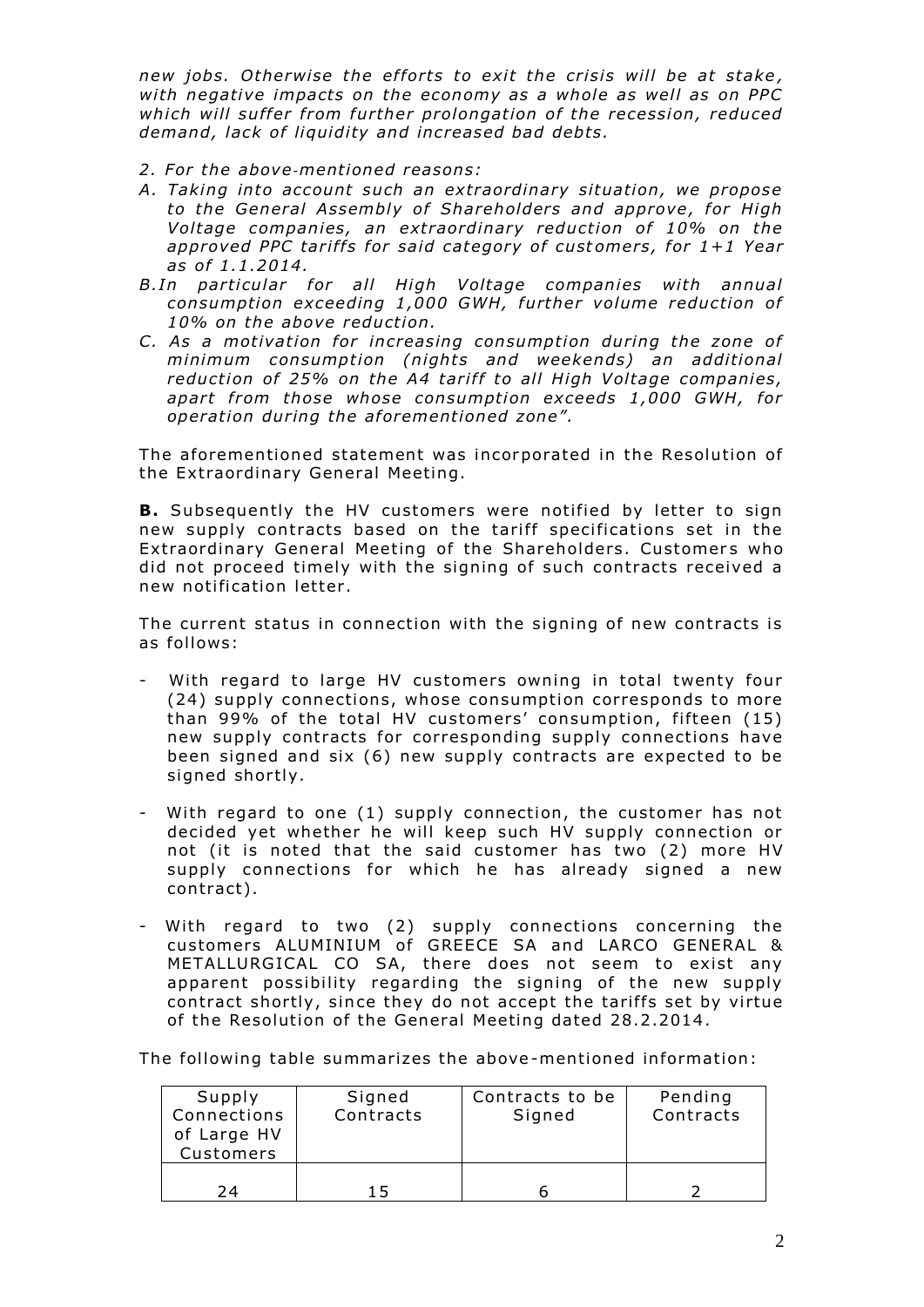*new jobs. Otherwise the efforts to exit the crisis will be at stake, with negative impacts on the economy as a whole as well as on PPC which will suffer from further prolongation of the recession, reduced demand, lack of liquidity and increased bad debts.*

*2. For the above-mentioned reasons:*

*A. Taking into account such an extraordinary situation, we propose to the General Assembly of Shareholders and approve, for High Voltage companies, an extraordinary reduction of 10% on the approved PPC tariffs for said category of customers, for 1+1 Year as of 1.1.2014.*

*B.In particular for all High Voltage companies with annual consumption exceeding 1,000 GWH, further volume reduction of 10% on the above reduction.*

*C. As a motivation for increasing consumption during the zone of minimum consumption (nights and weekends) an additional reduction of 25% on the A4 tariff to all High Voltage companies, apart from those whose consumption exceeds 1,000 GWH, for operation during the aforementioned zone".*

The aforementioned statement was incorporated in the Resolution of the Extraordinary General Meeting.

**B.** Subsequently the HV customers were notified by letter to sign new supply contracts based on the tariff specifications set in the Extraordinary General Meeting of the Shareholders. Customers who did not proceed timely with the signing of such contracts received a new notification letter.

The current status in connection with the signing of new contracts is as follows:

- With regard to large HV customers owning in total twenty four (24) supply connections, whose consumption corresponds to more than 99% of the total HV customers' consumption, fifteen (15) new supply contracts for corresponding supply connections have been signed and six (6) new supply contracts are expected to be signed shortly.

- With regard to one (1) supply connection, the customer has not decided yet whether he will keep such HV supply connection or not (it is noted that the said customer has two (2) more HV supply connections for which he has already signed a new contract).

- With regard to two (2) supply connections concerning the customers ALUMINIUM of GREECE SA and LARCO GENERAL & METALLURGICAL CO SA, there does not seem to exist any apparent possibility regarding the signing of the new supply contract shortly, since they do not accept the tariffs set by virtue of the Resolution of the General Meeting dated 28.2.2014.

The following table summarizes the above-mentioned information:

| Supply Connections of Large HV Customers | Signed Contracts | Contracts to be Signed | Pending Contracts |
|---|---|---|---|
| 24 | 15 | 6 | 2 |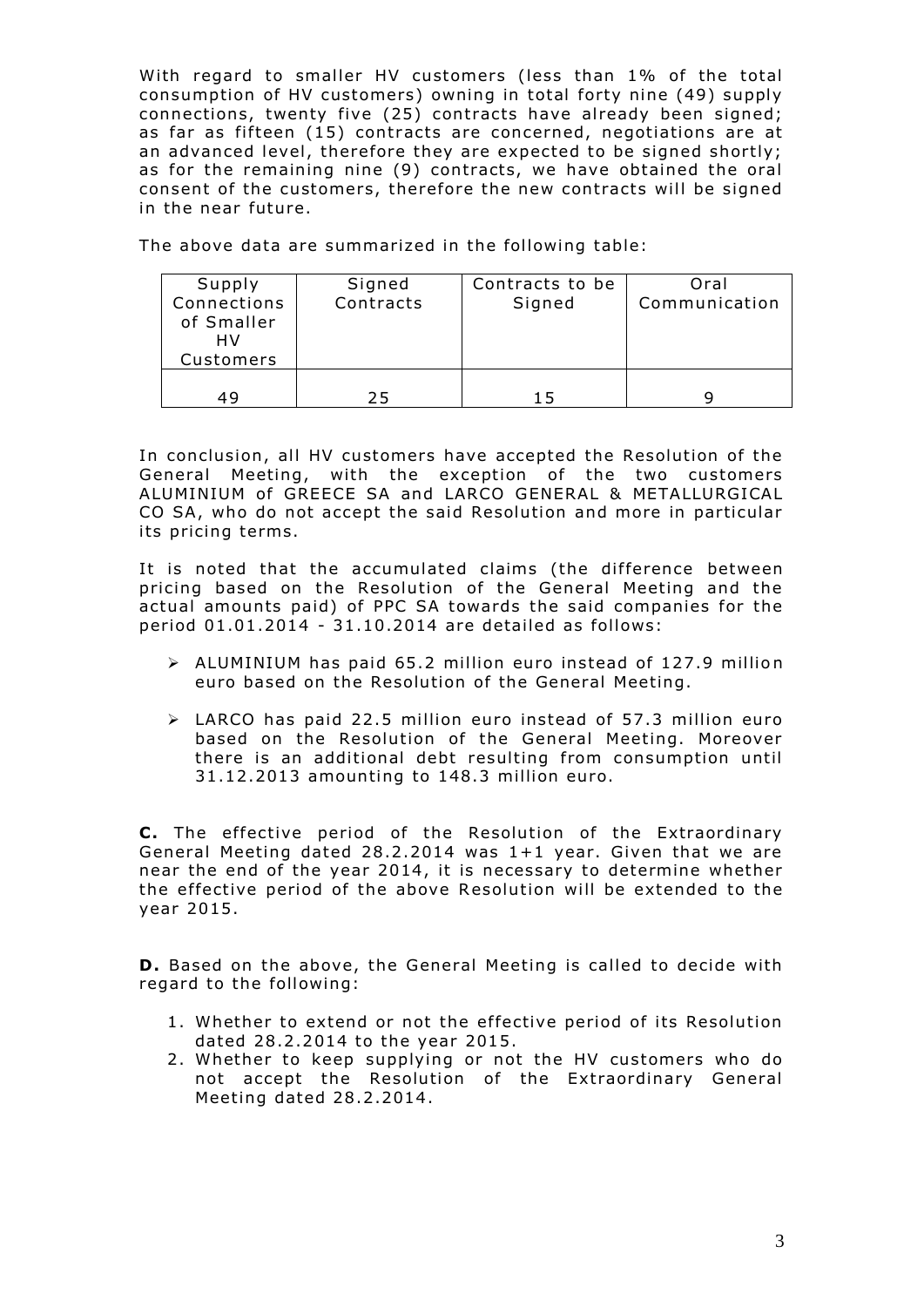With regard to smaller HV customers (less than 1% of the total consumption of HV customers) owning in total forty nine (49) supply connections, twenty five (25) contracts have already been signed; as far as fifteen (15) contracts are concerned, negotiations are at an advanced level, therefore they are expected to be signed shortly; as for the remaining nine (9) contracts, we have obtained the oral consent of the customers, therefore the new contracts will be signed in the near future.

The above data are summarized in the following table:

| Supply Connections of Smaller HV Customers | Signed Contracts | Contracts to be Signed | Oral Communication |
|---|---|---|---|
| 49 | 25 | 15 | 9 |

In conclusion, all HV customers have accepted the Resolution of the General Meeting, with the exception of the two customers ALUMINIUM of GREECE SA and LARCO GENERAL & METALLURGICAL CO SA, who do not accept the said Resolution and more in particular its pricing terms.

It is noted that the accumulated claims (the difference between pricing based on the Resolution of the General Meeting and the actual amounts paid) of PPC SA towards the said companies for the period 01.01.2014 - 31.10.2014 are detailed as follows:

- ALUMINIUM has paid 65.2 million euro instead of 127.9 million euro based on the Resolution of the General Meeting.
- LARCO has paid 22.5 million euro instead of 57.3 million euro based on the Resolution of the General Meeting. Moreover there is an additional debt resulting from consumption until 31.12.2013 amounting to 148.3 million euro.

**C.** The effective period of the Resolution of the Extraordinary General Meeting dated 28.2.2014 was 1+1 year. Given that we are near the end of the year 2014, it is necessary to determine whether the effective period of the above Resolution will be extended to the year 2015.

**D.** Based on the above, the General Meeting is called to decide with regard to the following:

1. Whether to extend or not the effective period of its Resolution dated 28.2.2014 to the year 2015.
2. Whether to keep supplying or not the HV customers who do not accept the Resolution of the Extraordinary General Meeting dated 28.2.2014.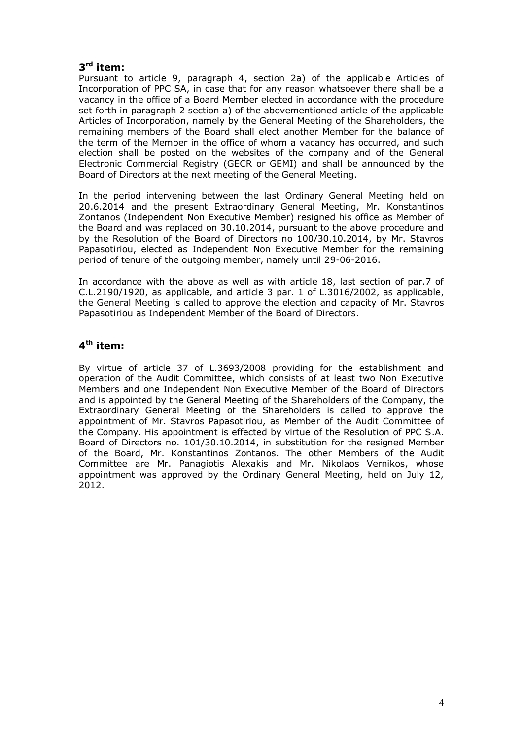## 3[rd] item:

Pursuant to article 9, paragraph 4, section 2a) of the applicable Articles of Incorporation of PPC SA, in case that for any reason whatsoever there shall be a vacancy in the office of a Board Member elected in accordance with the procedure set forth in paragraph 2 section a) of the abovementioned article of the applicable Articles of Incorporation, namely by the General Meeting of the Shareholders, the remaining members of the Board shall elect another Member for the balance of the term of the Member in the office of whom a vacancy has occurred, and such election shall be posted on the websites of the company and of the General Electronic Commercial Registry (GECR or GEMI) and shall be announced by the Board of Directors at the next meeting of the General Meeting.

In the period intervening between the last Ordinary General Meeting held on 20.6.2014 and the present Extraordinary General Meeting, Mr. Konstantinos Zontanos (Independent Non Executive Member) resigned his office as Member of the Board and was replaced on 30.10.2014, pursuant to the above procedure and by the Resolution of the Board of Directors no 100/30.10.2014, by Mr. Stavros Papasotiriou, elected as Independent Non Executive Member for the remaining period of tenure of the outgoing member, namely until 29-06-2016.

In accordance with the above as well as with article 18, last section of par.7 of C.L.2190/1920, as applicable, and article 3 par. 1 of L.3016/2002, as applicable, the General Meeting is called to approve the election and capacity of Mr. Stavros Papasotiriou as Independent Member of the Board of Directors.

## 4[th] item:

By virtue of article 37 of L.3693/2008 providing for the establishment and operation of the Audit Committee, which consists of at least two Non Executive Members and one Independent Non Executive Member of the Board of Directors and is appointed by the General Meeting of the Shareholders of the Company, the Extraordinary General Meeting of the Shareholders is called to approve the appointment of Mr. Stavros Papasotiriou, as Member of the Audit Committee of the Company. His appointment is effected by virtue of the Resolution of PPC S.A. Board of Directors no. 101/30.10.2014, in substitution for the resigned Member of the Board, Mr. Konstantinos Zontanos. The other Members of the Audit Committee are Mr. Panagiotis Alexakis and Mr. Nikolaos Vernikos, whose appointment was approved by the Ordinary General Meeting, held on July 12, 2012.